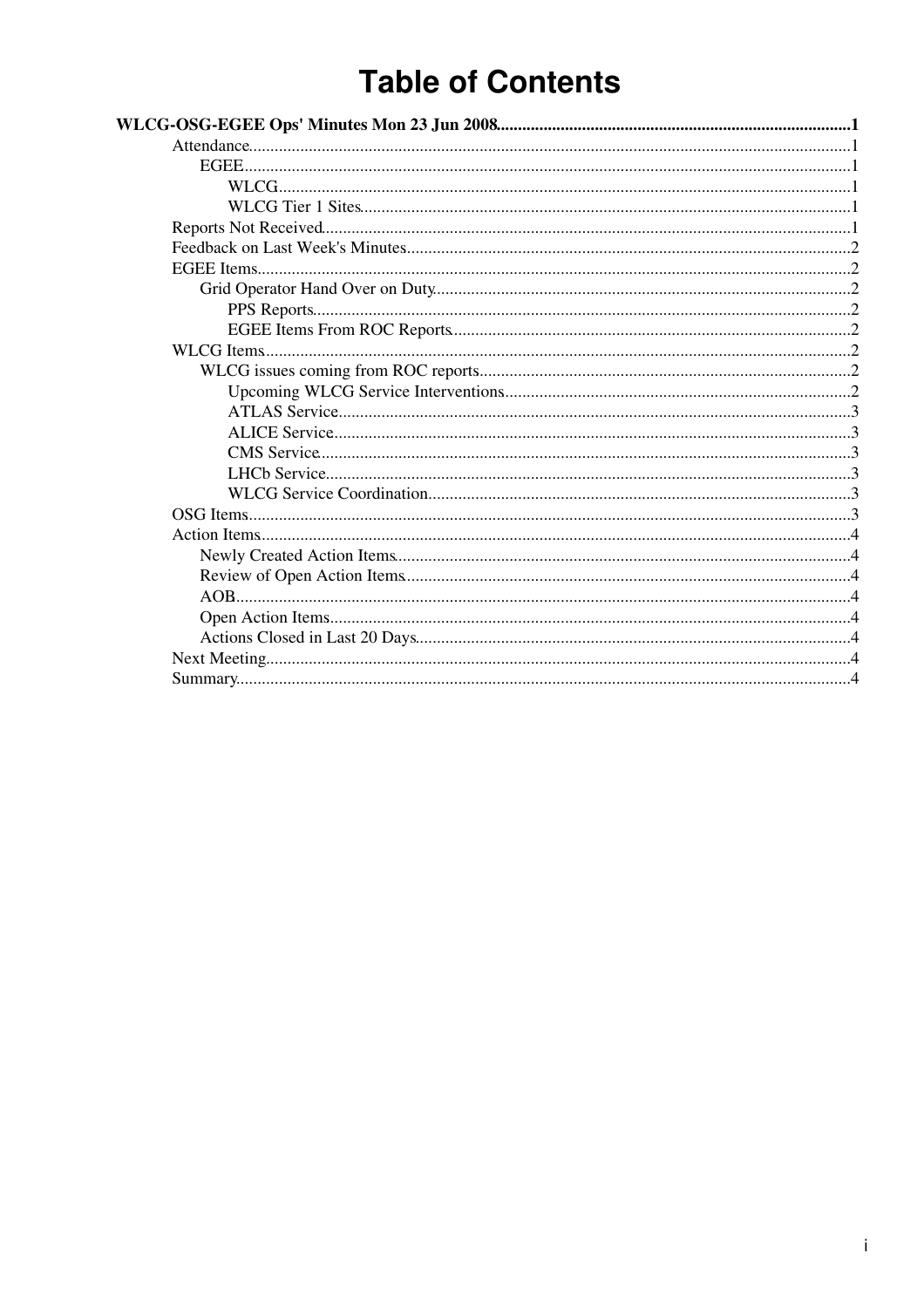# Table of Contents

**WLCG-OSG-EGEE Ops' Minutes Mon 23 Jun 2008...........1**

- Attendance...........1
  - EGEE...........1
    - WLCG...........1
    - WLCG Tier 1 Sites...........1
- Reports Not Received...........1
- Feedback on Last Week's Minutes...........2
- EGEE Items...........2
  - Grid Operator Hand Over on Duty...........2
    - PPS Reports...........2
    - EGEE Items From ROC Reports...........2
- WLCG Items...........2
  - WLCG issues coming from ROC reports...........2
    - Upcoming WLCG Service Interventions...........2
    - ATLAS Service...........3
    - ALICE Service...........3
    - CMS Service...........3
    - LHCb Service...........3
    - WLCG Service Coordination...........3
- OSG Items...........3
- Action Items...........4
  - Newly Created Action Items...........4
  - Review of Open Action Items...........4
  - AOB...........4
  - Open Action Items...........4
  - Actions Closed in Last 20 Days...........4
- Next Meeting...........4
- Summary...........4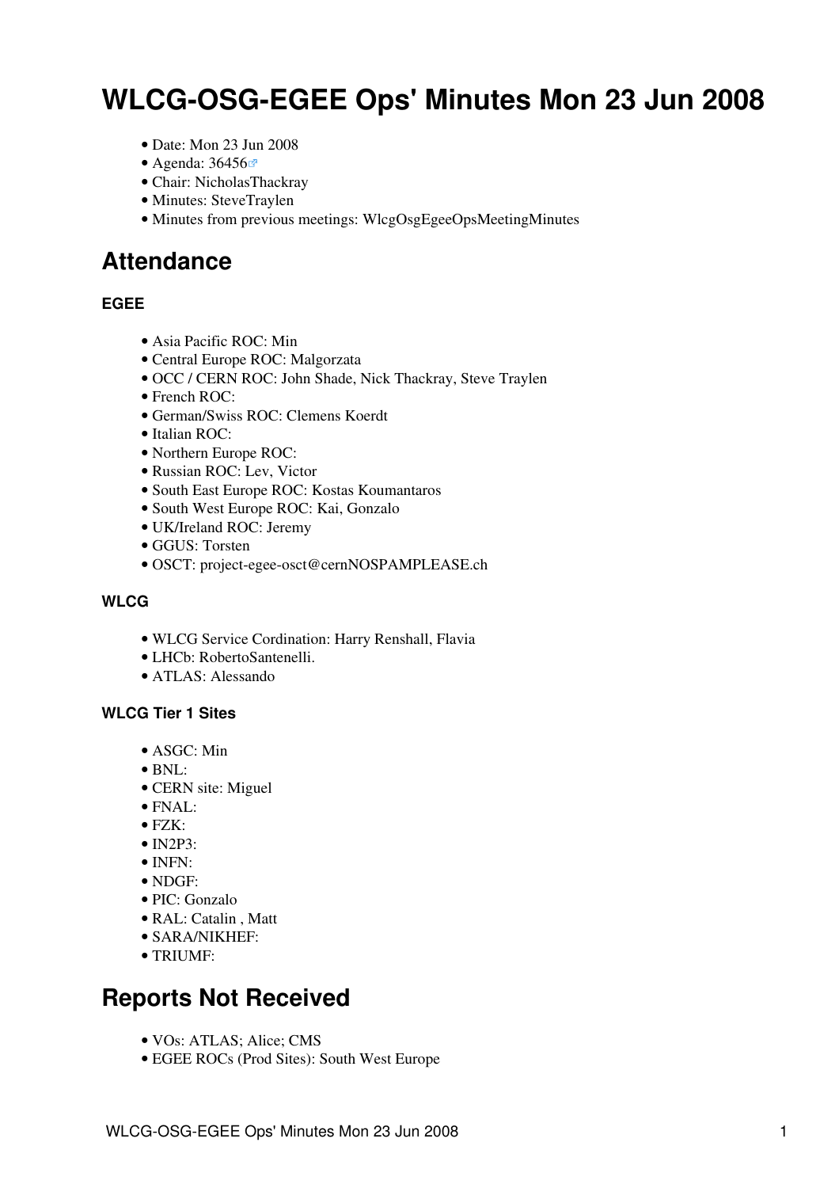# WLCG-OSG-EGEE Ops' Minutes Mon 23 Jun 2008

- Date: Mon 23 Jun 2008
- Agenda: 36456
- Chair: NicholasThackray
- Minutes: SteveTraylen
- Minutes from previous meetings: WlcgOsgEgeeOpsMeetingMinutes

## Attendance

### EGEE

- Asia Pacific ROC: Min
- Central Europe ROC: Malgorzata
- OCC / CERN ROC: John Shade, Nick Thackray, Steve Traylen
- French ROC:
- German/Swiss ROC: Clemens Koerdt
- Italian ROC:
- Northern Europe ROC:
- Russian ROC: Lev, Victor
- South East Europe ROC: Kostas Koumantaros
- South West Europe ROC: Kai, Gonzalo
- UK/Ireland ROC: Jeremy
- GGUS: Torsten
- OSCT: project-egee-osct@cernNOSPAMPLEASE.ch

### WLCG

- WLCG Service Cordination: Harry Renshall, Flavia
- LHCb: RobertoSantenelli.
- ATLAS: Alessando

#### WLCG Tier 1 Sites

- ASGC: Min
- BNL:
- CERN site: Miguel
- FNAL:
- FZK:
- IN2P3:
- INFN:
- NDGF:
- PIC: Gonzalo
- RAL: Catalin , Matt
- SARA/NIKHEF:
- TRIUMF:

## Reports Not Received

- VOs: ATLAS; Alice; CMS
- EGEE ROCs (Prod Sites): South West Europe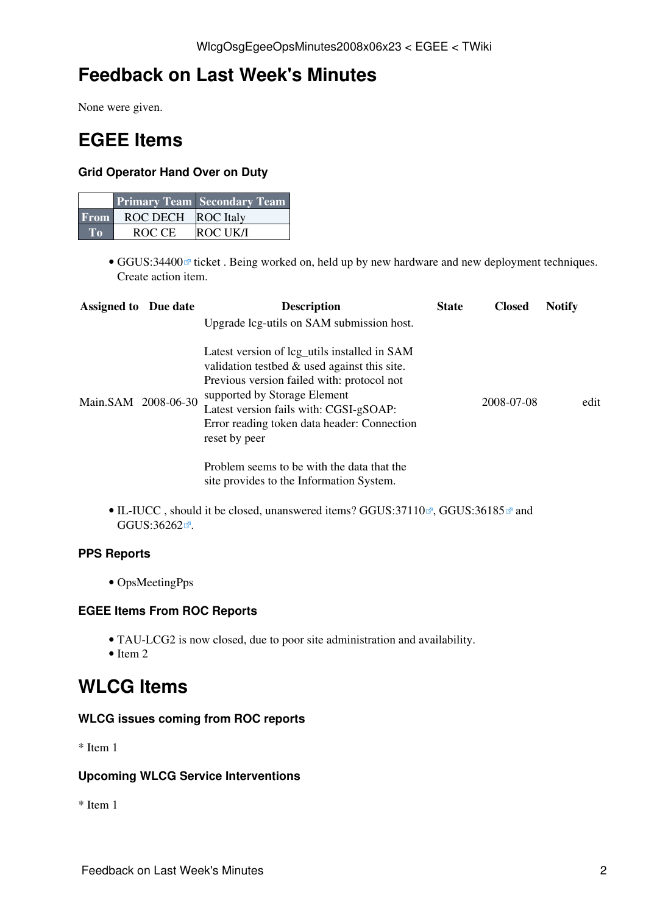# Feedback on Last Week's Minutes

None were given.

# EGEE Items

### Grid Operator Hand Over on Duty

| | Primary Team | Secondary Team |
|---|---|---|
| From | ROC DECH | ROC Italy |
| To | ROC CE | ROC UK/I |

- GGUS:34400 ticket . Being worked on, held up by new hardware and new deployment techniques. Create action item.

| Assigned to | Due date | Description | State | Closed | Notify |
|---|---|---|---|---|---|
| Main.SAM | 2008-06-30 | Upgrade lcg-utils on SAM submission host.<br><br>Latest version of lcg_utils installed in SAM validation testbed & used against this site. Previous version failed with: protocol not supported by Storage Element<br>Latest version fails with: CGSI-gSOAP: Error reading token data header: Connection reset by peer<br><br>Problem seems to be with the data that the site provides to the Information System. | | 2008-07-08 | edit |

- IL-IUCC , should it be closed, unanswered items? GGUS:37110, GGUS:36185 and GGUS:36262.

### PPS Reports

- OpsMeetingPps

### EGEE Items From ROC Reports

- TAU-LCG2 is now closed, due to poor site administration and availability.
- Item 2

# WLCG Items

### WLCG issues coming from ROC reports

* Item 1

### Upcoming WLCG Service Interventions

* Item 1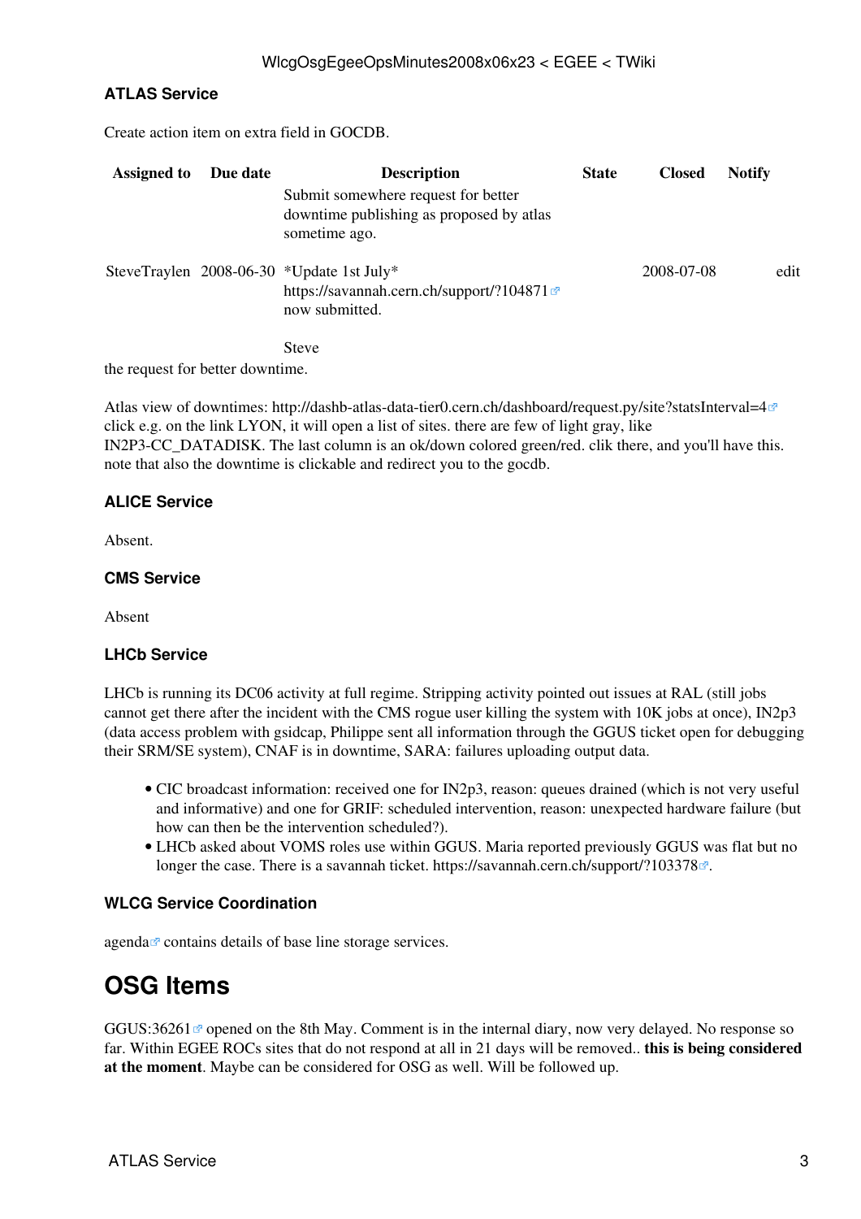### ATLAS Service

Create action item on extra field in GOCDB.

| Assigned to | Due date | Description | State | Closed | Notify | |
|---|---|---|---|---|---|---|
| SteveTraylen | 2008-06-30 | Submit somewhere request for better downtime publishing as proposed by atlas sometime ago. *Update 1st July* https://savannah.cern.ch/support/?104871 now submitted. Steve | | 2008-07-08 | | edit |

the request for better downtime.

Atlas view of downtimes: http://dashb-atlas-data-tier0.cern.ch/dashboard/request.py/site?statsInterval=4 click e.g. on the link LYON, it will open a list of sites. there are few of light gray, like IN2P3-CC_DATADISK. The last column is an ok/down colored green/red. clik there, and you'll have this. note that also the downtime is clickable and redirect you to the gocdb.

### ALICE Service

Absent.

### CMS Service

Absent

### LHCb Service

LHCb is running its DC06 activity at full regime. Stripping activity pointed out issues at RAL (still jobs cannot get there after the incident with the CMS rogue user killing the system with 10K jobs at once), IN2p3 (data access problem with gsidcap, Philippe sent all information through the GGUS ticket open for debugging their SRM/SE system), CNAF is in downtime, SARA: failures uploading output data.

- CIC broadcast information: received one for IN2p3, reason: queues drained (which is not very useful and informative) and one for GRIF: scheduled intervention, reason: unexpected hardware failure (but how can then be the intervention scheduled?).
- LHCb asked about VOMS roles use within GGUS. Maria reported previously GGUS was flat but no longer the case. There is a savannah ticket. https://savannah.cern.ch/support/?103378.

### WLCG Service Coordination

agenda contains details of base line storage services.

# OSG Items

GGUS:36261 opened on the 8th May. Comment is in the internal diary, now very delayed. No response so far. Within EGEE ROCs sites that do not respond at all in 21 days will be removed.. **this is being considered at the moment**. Maybe can be considered for OSG as well. Will be followed up.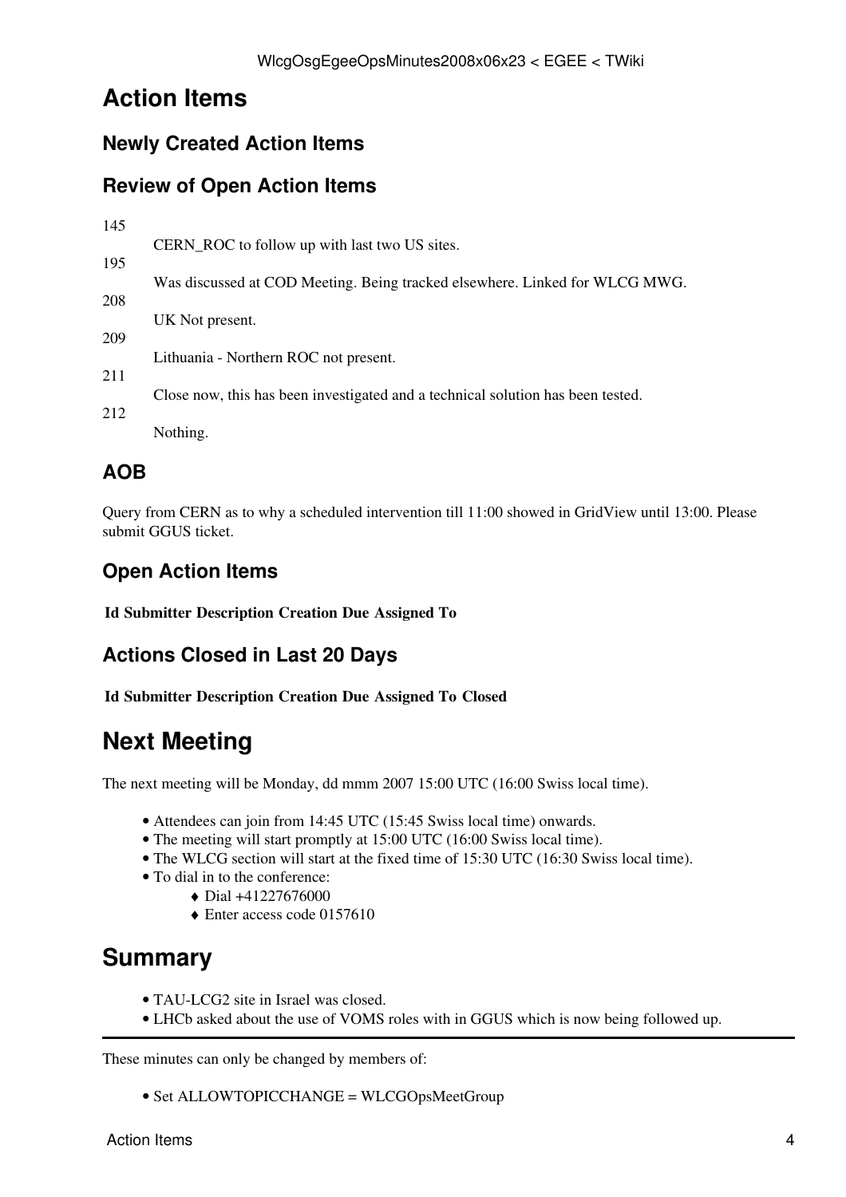# Action Items

## Newly Created Action Items

## Review of Open Action Items

145
: CERN_ROC to follow up with last two US sites.

195
: Was discussed at COD Meeting. Being tracked elsewhere. Linked for WLCG MWG.

208
: UK Not present.

209
: Lithuania - Northern ROC not present.

211
: Close now, this has been investigated and a technical solution has been tested.

212
: Nothing.

## AOB

Query from CERN as to why a scheduled intervention till 11:00 showed in GridView until 13:00. Please submit GGUS ticket.

## Open Action Items

| Id | Submitter | Description | Creation | Due | Assigned To |
|---|---|---|---|---|---|

## Actions Closed in Last 20 Days

| Id | Submitter | Description | Creation | Due | Assigned To | Closed |
|---|---|---|---|---|---|---|

# Next Meeting

The next meeting will be Monday, dd mmm 2007 15:00 UTC (16:00 Swiss local time).

- Attendees can join from 14:45 UTC (15:45 Swiss local time) onwards.
- The meeting will start promptly at 15:00 UTC (16:00 Swiss local time).
- The WLCG section will start at the fixed time of 15:30 UTC (16:30 Swiss local time).
- To dial in to the conference:
  - Dial +41227676000
  - Enter access code 0157610

# Summary

- TAU-LCG2 site in Israel was closed.
- LHCb asked about the use of VOMS roles with in GGUS which is now being followed up.

---

These minutes can only be changed by members of:

- Set ALLOWTOPICCHANGE = WLCGOpsMeetGroup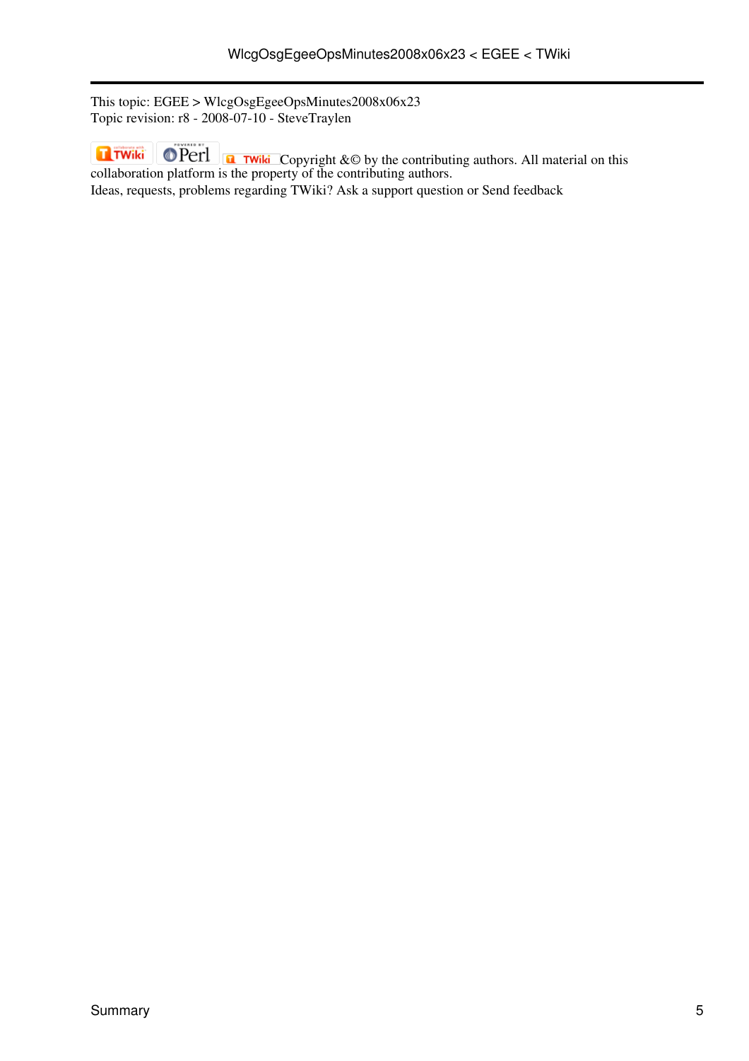This topic: EEGE > WlcgOsgEgeeOpsMinutes2008x06x23
Topic revision: r8 - 2008-07-10 - SteveTraylen

Copyright &© by the contributing authors. All material on this collaboration platform is the property of the contributing authors.
Ideas, requests, problems regarding TWiki? Ask a support question or Send feedback